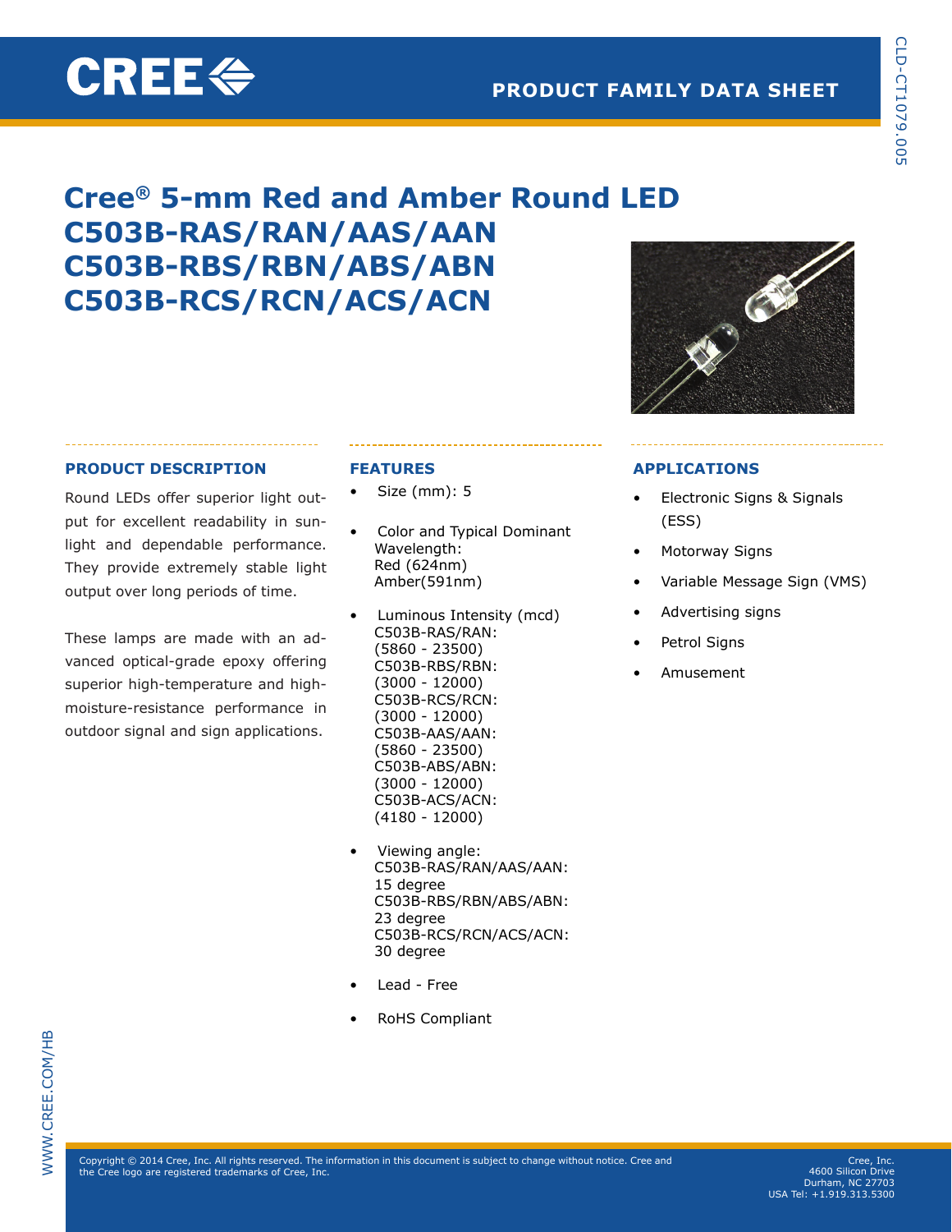# Cree® 5-mm Red and Amber Round LED

# C503B-RAS/RAN/AAS/AAN
# C503B-RBS/RBN/ABS/ABN
# C503B-RCS/RCN/ACS/ACN

## PRODUCT DESCRIPTION

Round LEDs offer superior light output for excellent readability in sunlight and dependable performance. They provide extremely stable light output over long periods of time.

These lamps are made with an advanced optical-grade epoxy offering superior high-temperature and high-moisture-resistance performance in outdoor signal and sign applications.

## FEATURES

- Size (mm): 5
- Color and Typical Dominant Wavelength:
  Red (624nm)
  Amber(591nm)
- Luminous Intensity (mcd)
  C503B-RAS/RAN:
  (5860 - 23500)
  C503B-RBS/RBN:
  (3000 - 12000)
  C503B-RCS/RCN:
  (3000 - 12000)
  C503B-AAS/AAN:
  (5860 - 23500)
  C503B-ABS/ABN:
  (3000 - 12000)
  C503B-ACS/ACN:
  (4180 - 12000)
- Viewing angle:
  C503B-RAS/RAN/AAS/AAN:
  15 degree
  C503B-RBS/RBN/ABS/ABN:
  23 degree
  C503B-RCS/RCN/ACS/ACN:
  30 degree
- Lead - Free
- RoHS Compliant

## APPLICATIONS

- Electronic Signs & Signals (ESS)
- Motorway Signs
- Variable Message Sign (VMS)
- Advertising signs
- Petrol Signs
- Amusement

Copyright © 2014 Cree, Inc. All rights reserved. The information in this document is subject to change without notice. Cree and the Cree logo are registered trademarks of Cree, Inc.

Cree, Inc.
4600 Silicon Drive
Durham, NC 27703
USA Tel: +1.919.313.5300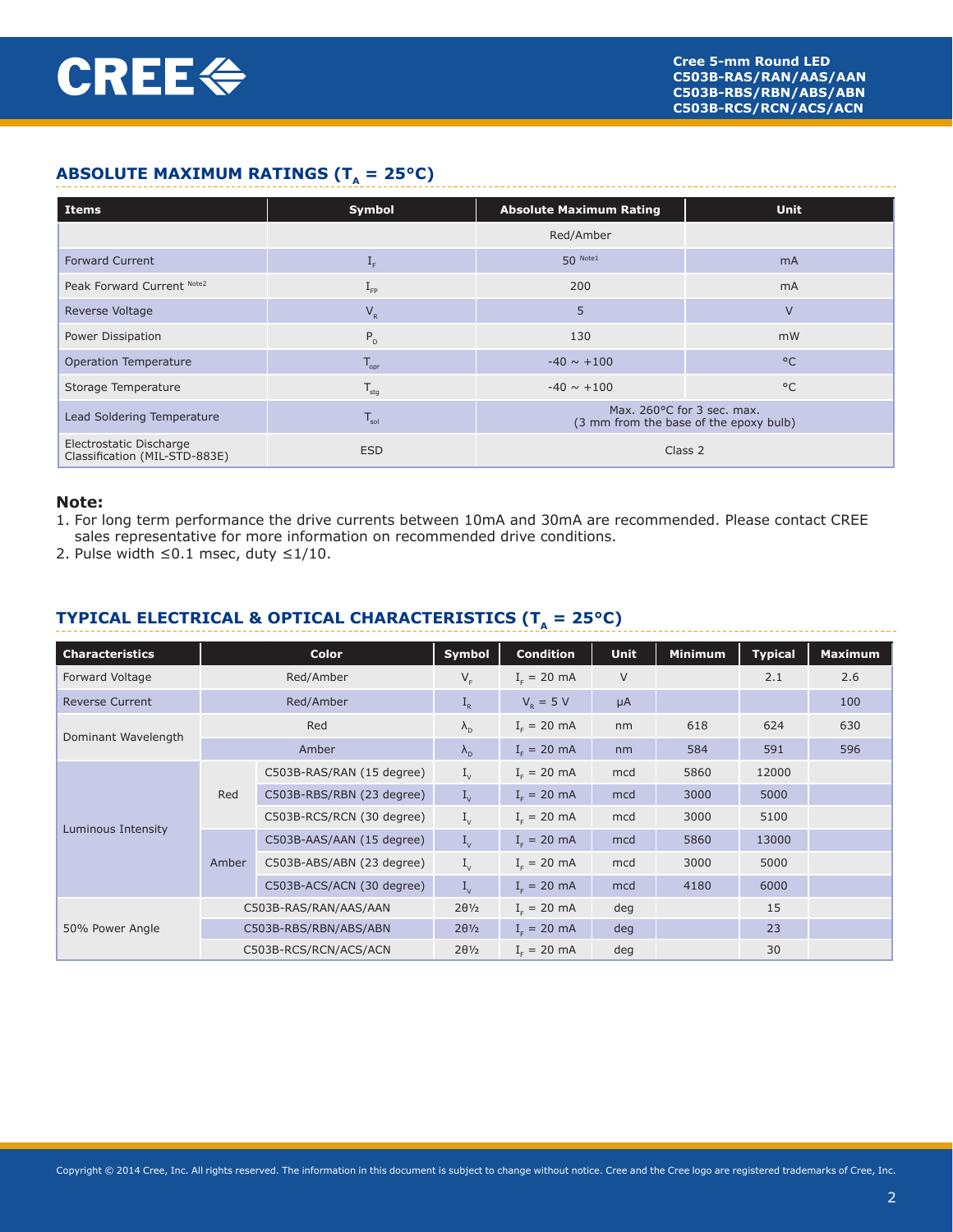## ABSOLUTE MAXIMUM RATINGS ($T_A$ = 25°C)

| Items | Symbol | Absolute Maximum Rating | Unit |
|---|---|---|---|
| | | Red/Amber | |
| Forward Current | $I_F$ | 50 [Note1] | mA |
| Peak Forward Current [Note2] | $I_{FP}$ | 200 | mA |
| Reverse Voltage | $V_R$ | 5 | V |
| Power Dissipation | $P_D$ | 130 | mW |
| Operation Temperature | $T_{opr}$ | -40 ~ +100 | °C |
| Storage Temperature | $T_{stg}$ | -40 ~ +100 | °C |
| Lead Soldering Temperature | $T_{sol}$ | Max. 260°C for 3 sec. max. (3 mm from the base of the epoxy bulb) | |
| Electrostatic Discharge Classification (MIL-STD-883E) | ESD | Class 2 | |

**Note:**

1. For long term performance the drive currents between 10mA and 30mA are recommended. Please contact CREE sales representative for more information on recommended drive conditions.
2. Pulse width ≤0.1 msec, duty ≤1/10.

## TYPICAL ELECTRICAL & OPTICAL CHARACTERISTICS ($T_A$ = 25°C)

| Characteristics | Color | | Symbol | Condition | Unit | Minimum | Typical | Maximum |
|---|---|---|---|---|---|---|---|---|
| Forward Voltage | Red/Amber | | $V_F$ | $I_F$ = 20 mA | V | | 2.1 | 2.6 |
| Reverse Current | Red/Amber | | $I_R$ | $V_R$ = 5 V | µA | | | 100 |
| Dominant Wavelength | Red | | $\lambda_D$ | $I_F$ = 20 mA | nm | 618 | 624 | 630 |
| | Amber | | $\lambda_D$ | $I_F$ = 20 mA | nm | 584 | 591 | 596 |
| Luminous Intensity | Red | C503B-RAS/RAN (15 degree) | $I_V$ | $I_F$ = 20 mA | mcd | 5860 | 12000 | |
| | | C503B-RBS/RBN (23 degree) | $I_V$ | $I_F$ = 20 mA | mcd | 3000 | 5000 | |
| | | C503B-RCS/RCN (30 degree) | $I_V$ | $I_F$ = 20 mA | mcd | 3000 | 5100 | |
| | Amber | C503B-AAS/AAN (15 degree) | $I_V$ | $I_F$ = 20 mA | mcd | 5860 | 13000 | |
| | | C503B-ABS/ABN (23 degree) | $I_V$ | $I_F$ = 20 mA | mcd | 3000 | 5000 | |
| | | C503B-ACS/ACN (30 degree) | $I_V$ | $I_F$ = 20 mA | mcd | 4180 | 6000 | |
| 50% Power Angle | C503B-RAS/RAN/AAS/AAN | | 2θ½ | $I_F$ = 20 mA | deg | | 15 | |
| | C503B-RBS/RBN/ABS/ABN | | 2θ½ | $I_F$ = 20 mA | deg | | 23 | |
| | C503B-RCS/RCN/ACS/ACN | | 2θ½ | $I_F$ = 20 mA | deg | | 30 | |

Copyright © 2014 Cree, Inc. All rights reserved. The information in this document is subject to change without notice. Cree and the Cree logo are registered trademarks of Cree, Inc.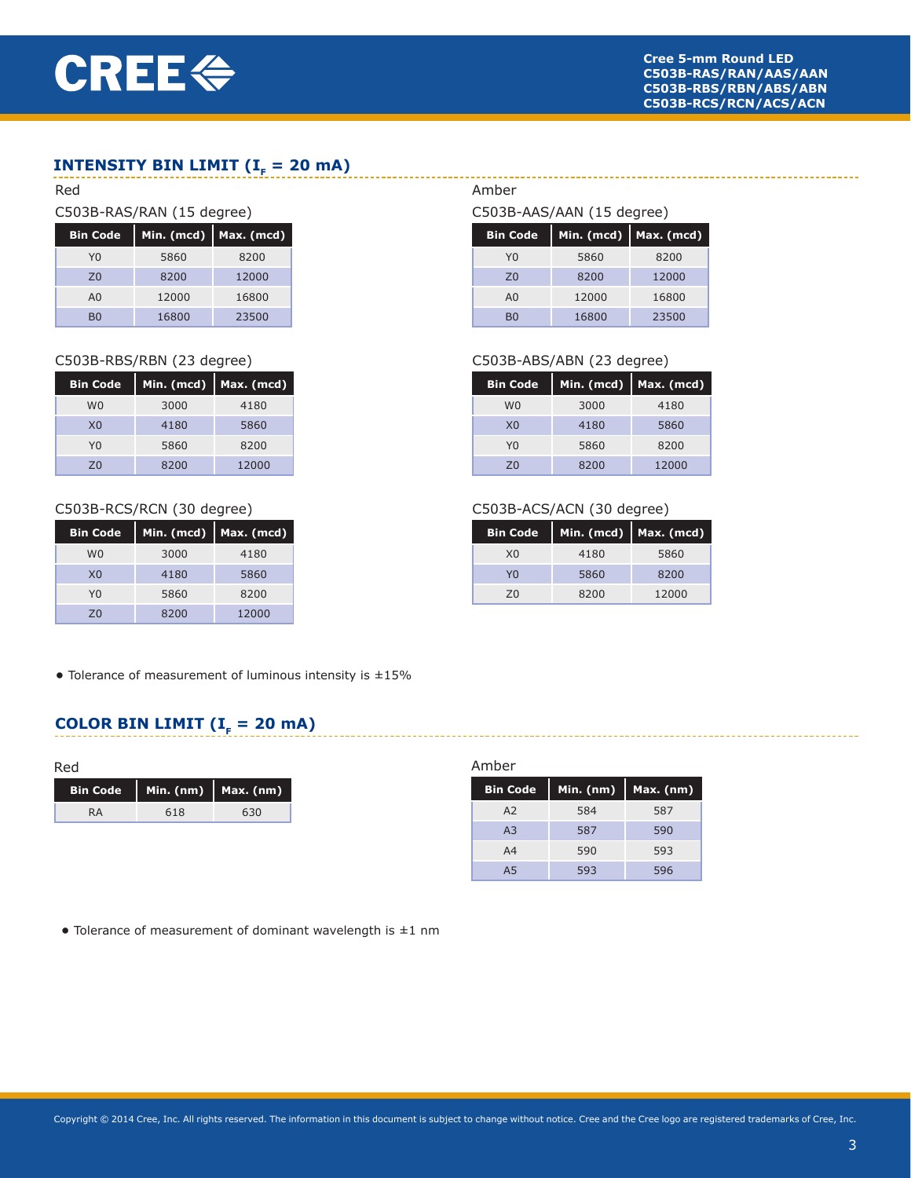## INTENSITY BIN LIMIT ($I_F$ = 20 mA)

### Red

C503B-RAS/RAN (15 degree)

| Bin Code | Min. (mcd) | Max. (mcd) |
|---|---|---|
| Y0 | 5860 | 8200 |
| Z0 | 8200 | 12000 |
| A0 | 12000 | 16800 |
| B0 | 16800 | 23500 |

C503B-RBS/RBN (23 degree)

| Bin Code | Min. (mcd) | Max. (mcd) |
|---|---|---|
| W0 | 3000 | 4180 |
| X0 | 4180 | 5860 |
| Y0 | 5860 | 8200 |
| Z0 | 8200 | 12000 |

C503B-RCS/RCN (30 degree)

| Bin Code | Min. (mcd) | Max. (mcd) |
|---|---|---|
| W0 | 3000 | 4180 |
| X0 | 4180 | 5860 |
| Y0 | 5860 | 8200 |
| Z0 | 8200 | 12000 |

### Amber

C503B-AAS/AAN (15 degree)

| Bin Code | Min. (mcd) | Max. (mcd) |
|---|---|---|
| Y0 | 5860 | 8200 |
| Z0 | 8200 | 12000 |
| A0 | 12000 | 16800 |
| B0 | 16800 | 23500 |

C503B-ABS/ABN (23 degree)

| Bin Code | Min. (mcd) | Max. (mcd) |
|---|---|---|
| W0 | 3000 | 4180 |
| X0 | 4180 | 5860 |
| Y0 | 5860 | 8200 |
| Z0 | 8200 | 12000 |

C503B-ACS/ACN (30 degree)

| Bin Code | Min. (mcd) | Max. (mcd) |
|---|---|---|
| X0 | 4180 | 5860 |
| Y0 | 5860 | 8200 |
| Z0 | 8200 | 12000 |

- Tolerance of measurement of luminous intensity is ±15%

## COLOR BIN LIMIT ($I_F$ = 20 mA)

### Red

| Bin Code | Min. (nm) | Max. (nm) |
|---|---|---|
| RA | 618 | 630 |

### Amber

| Bin Code | Min. (nm) | Max. (nm) |
|---|---|---|
| A2 | 584 | 587 |
| A3 | 587 | 590 |
| A4 | 590 | 593 |
| A5 | 593 | 596 |

- Tolerance of measurement of dominant wavelength is ±1 nm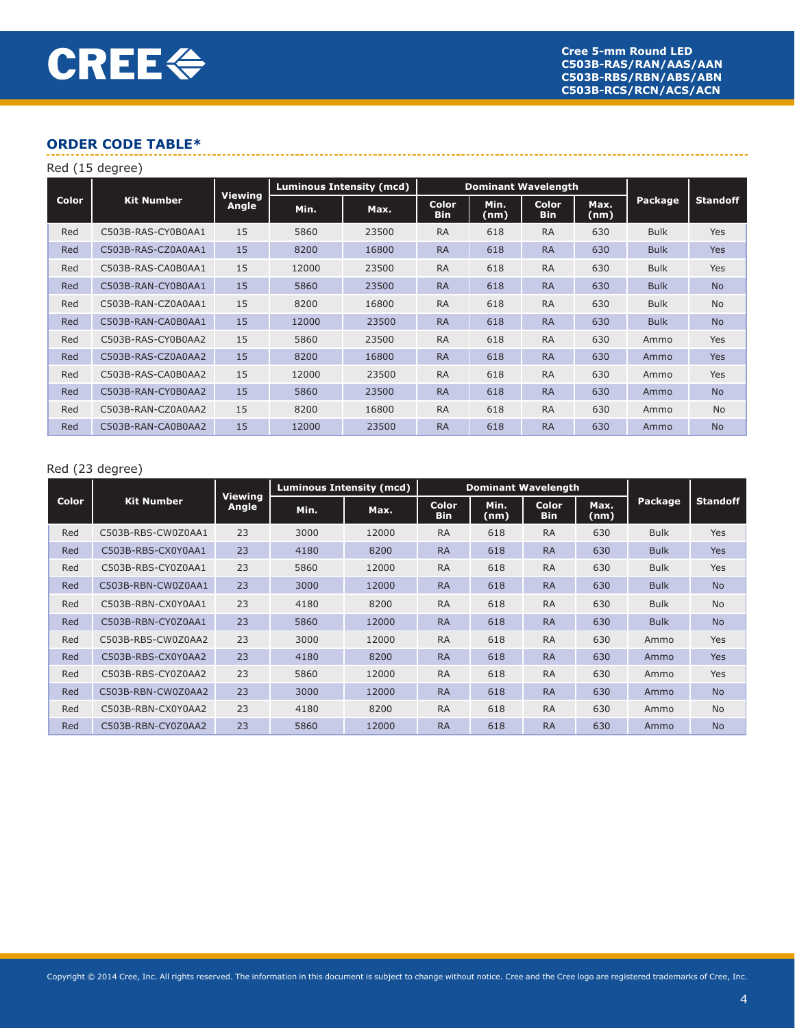## ORDER CODE TABLE*

Red (15 degree)

| Color | Kit Number | Viewing Angle | Luminous Intensity (mcd) | | Dominant Wavelength | | | | Package | Standoff |
|---|---|---|---|---|---|---|---|---|---|---|
| | | | Min. | Max. | Color Bin | Min. (nm) | Color Bin | Max. (nm) | | |
| Red | C503B-RAS-CY0B0AA1 | 15 | 5860 | 23500 | RA | 618 | RA | 630 | Bulk | Yes |
| Red | C503B-RAS-CZ0A0AA1 | 15 | 8200 | 16800 | RA | 618 | RA | 630 | Bulk | Yes |
| Red | C503B-RAS-CA0B0AA1 | 15 | 12000 | 23500 | RA | 618 | RA | 630 | Bulk | Yes |
| Red | C503B-RAN-CY0B0AA1 | 15 | 5860 | 23500 | RA | 618 | RA | 630 | Bulk | No |
| Red | C503B-RAN-CZ0A0AA1 | 15 | 8200 | 16800 | RA | 618 | RA | 630 | Bulk | No |
| Red | C503B-RAN-CA0B0AA1 | 15 | 12000 | 23500 | RA | 618 | RA | 630 | Bulk | No |
| Red | C503B-RAS-CY0B0AA2 | 15 | 5860 | 23500 | RA | 618 | RA | 630 | Ammo | Yes |
| Red | C503B-RAS-CZ0A0AA2 | 15 | 8200 | 16800 | RA | 618 | RA | 630 | Ammo | Yes |
| Red | C503B-RAS-CA0B0AA2 | 15 | 12000 | 23500 | RA | 618 | RA | 630 | Ammo | Yes |
| Red | C503B-RAN-CY0B0AA2 | 15 | 5860 | 23500 | RA | 618 | RA | 630 | Ammo | No |
| Red | C503B-RAN-CZ0A0AA2 | 15 | 8200 | 16800 | RA | 618 | RA | 630 | Ammo | No |
| Red | C503B-RAN-CA0B0AA2 | 15 | 12000 | 23500 | RA | 618 | RA | 630 | Ammo | No |

Red (23 degree)

| Color | Kit Number | Viewing Angle | Luminous Intensity (mcd) | | Dominant Wavelength | | | | Package | Standoff |
|---|---|---|---|---|---|---|---|---|---|---|
| | | | Min. | Max. | Color Bin | Min. (nm) | Color Bin | Max. (nm) | | |
| Red | C503B-RBS-CW0Z0AA1 | 23 | 3000 | 12000 | RA | 618 | RA | 630 | Bulk | Yes |
| Red | C503B-RBS-CX0Y0AA1 | 23 | 4180 | 8200 | RA | 618 | RA | 630 | Bulk | Yes |
| Red | C503B-RBS-CY0Z0AA1 | 23 | 5860 | 12000 | RA | 618 | RA | 630 | Bulk | Yes |
| Red | C503B-RBN-CW0Z0AA1 | 23 | 3000 | 12000 | RA | 618 | RA | 630 | Bulk | No |
| Red | C503B-RBN-CX0Y0AA1 | 23 | 4180 | 8200 | RA | 618 | RA | 630 | Bulk | No |
| Red | C503B-RBN-CY0Z0AA1 | 23 | 5860 | 12000 | RA | 618 | RA | 630 | Bulk | No |
| Red | C503B-RBS-CW0Z0AA2 | 23 | 3000 | 12000 | RA | 618 | RA | 630 | Ammo | Yes |
| Red | C503B-RBS-CX0Y0AA2 | 23 | 4180 | 8200 | RA | 618 | RA | 630 | Ammo | Yes |
| Red | C503B-RBS-CY0Z0AA2 | 23 | 5860 | 12000 | RA | 618 | RA | 630 | Ammo | Yes |
| Red | C503B-RBN-CW0Z0AA2 | 23 | 3000 | 12000 | RA | 618 | RA | 630 | Ammo | No |
| Red | C503B-RBN-CX0Y0AA2 | 23 | 4180 | 8200 | RA | 618 | RA | 630 | Ammo | No |
| Red | C503B-RBN-CY0Z0AA2 | 23 | 5860 | 12000 | RA | 618 | RA | 630 | Ammo | No |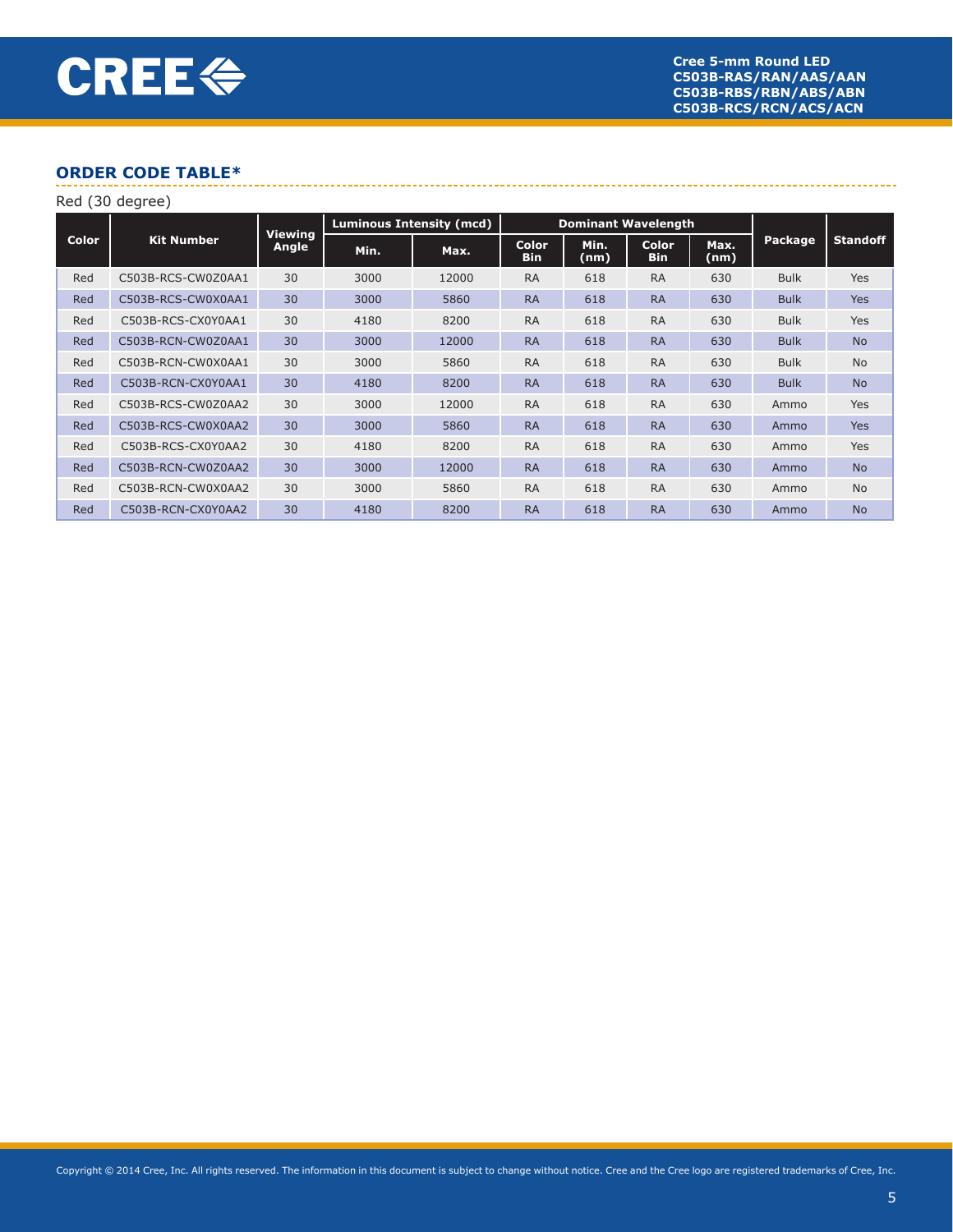## ORDER CODE TABLE*

Red (30 degree)

| Color | Kit Number | Viewing Angle | Luminous Intensity (mcd) | | Dominant Wavelength | | | | Package | Standoff |
|---|---|---|---|---|---|---|---|---|---|---|
| | | | Min. | Max. | Color Bin | Min. (nm) | Color Bin | Max. (nm) | | |
| Red | C503B-RCS-CW0Z0AA1 | 30 | 3000 | 12000 | RA | 618 | RA | 630 | Bulk | Yes |
| Red | C503B-RCS-CW0X0AA1 | 30 | 3000 | 5860 | RA | 618 | RA | 630 | Bulk | Yes |
| Red | C503B-RCS-CX0Y0AA1 | 30 | 4180 | 8200 | RA | 618 | RA | 630 | Bulk | Yes |
| Red | C503B-RCN-CW0Z0AA1 | 30 | 3000 | 12000 | RA | 618 | RA | 630 | Bulk | No |
| Red | C503B-RCN-CW0X0AA1 | 30 | 3000 | 5860 | RA | 618 | RA | 630 | Bulk | No |
| Red | C503B-RCN-CX0Y0AA1 | 30 | 4180 | 8200 | RA | 618 | RA | 630 | Bulk | No |
| Red | C503B-RCS-CW0Z0AA2 | 30 | 3000 | 12000 | RA | 618 | RA | 630 | Ammo | Yes |
| Red | C503B-RCS-CW0X0AA2 | 30 | 3000 | 5860 | RA | 618 | RA | 630 | Ammo | Yes |
| Red | C503B-RCS-CX0Y0AA2 | 30 | 4180 | 8200 | RA | 618 | RA | 630 | Ammo | Yes |
| Red | C503B-RCN-CW0Z0AA2 | 30 | 3000 | 12000 | RA | 618 | RA | 630 | Ammo | No |
| Red | C503B-RCN-CW0X0AA2 | 30 | 3000 | 5860 | RA | 618 | RA | 630 | Ammo | No |
| Red | C503B-RCN-CX0Y0AA2 | 30 | 4180 | 8200 | RA | 618 | RA | 630 | Ammo | No |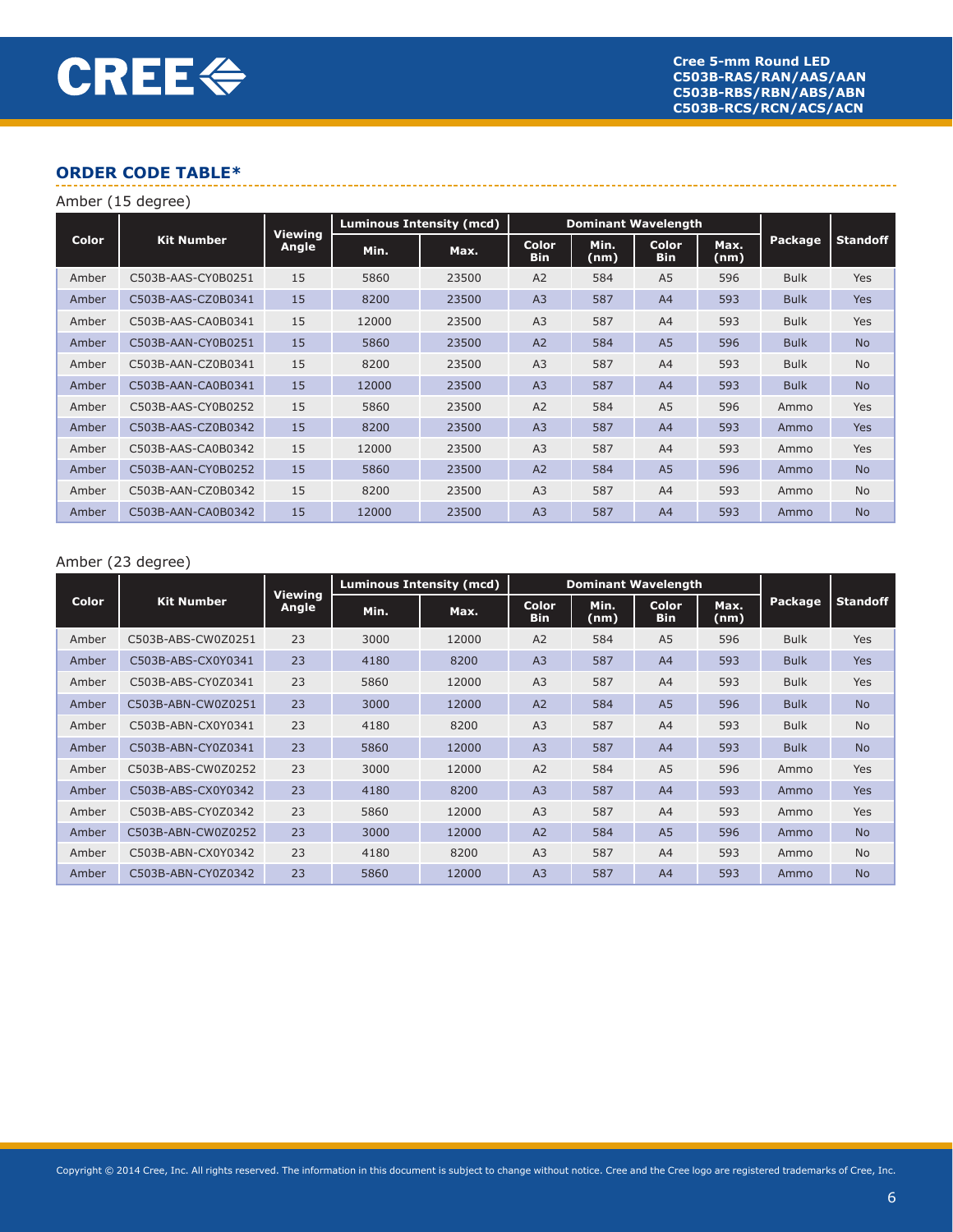## ORDER CODE TABLE*

Amber (15 degree)

| Color | Kit Number | Viewing Angle | Luminous Intensity (mcd) | | Dominant Wavelength | | | | Package | Standoff |
|---|---|---|---|---|---|---|---|---|---|---|
| | | | Min. | Max. | Color Bin | Min. (nm) | Color Bin | Max. (nm) | | |
| Amber | C503B-AAS-CY0B0251 | 15 | 5860 | 23500 | A2 | 584 | A5 | 596 | Bulk | Yes |
| Amber | C503B-AAS-CZ0B0341 | 15 | 8200 | 23500 | A3 | 587 | A4 | 593 | Bulk | Yes |
| Amber | C503B-AAS-CA0B0341 | 15 | 12000 | 23500 | A3 | 587 | A4 | 593 | Bulk | Yes |
| Amber | C503B-AAN-CY0B0251 | 15 | 5860 | 23500 | A2 | 584 | A5 | 596 | Bulk | No |
| Amber | C503B-AAN-CZ0B0341 | 15 | 8200 | 23500 | A3 | 587 | A4 | 593 | Bulk | No |
| Amber | C503B-AAN-CA0B0341 | 15 | 12000 | 23500 | A3 | 587 | A4 | 593 | Bulk | No |
| Amber | C503B-AAS-CY0B0252 | 15 | 5860 | 23500 | A2 | 584 | A5 | 596 | Ammo | Yes |
| Amber | C503B-AAS-CZ0B0342 | 15 | 8200 | 23500 | A3 | 587 | A4 | 593 | Ammo | Yes |
| Amber | C503B-AAS-CA0B0342 | 15 | 12000 | 23500 | A3 | 587 | A4 | 593 | Ammo | Yes |
| Amber | C503B-AAN-CY0B0252 | 15 | 5860 | 23500 | A2 | 584 | A5 | 596 | Ammo | No |
| Amber | C503B-AAN-CZ0B0342 | 15 | 8200 | 23500 | A3 | 587 | A4 | 593 | Ammo | No |
| Amber | C503B-AAN-CA0B0342 | 15 | 12000 | 23500 | A3 | 587 | A4 | 593 | Ammo | No |

Amber (23 degree)

| Color | Kit Number | Viewing Angle | Luminous Intensity (mcd) | | Dominant Wavelength | | | | Package | Standoff |
|---|---|---|---|---|---|---|---|---|---|---|
| | | | Min. | Max. | Color Bin | Min. (nm) | Color Bin | Max. (nm) | | |
| Amber | C503B-ABS-CW0Z0251 | 23 | 3000 | 12000 | A2 | 584 | A5 | 596 | Bulk | Yes |
| Amber | C503B-ABS-CX0Y0341 | 23 | 4180 | 8200 | A3 | 587 | A4 | 593 | Bulk | Yes |
| Amber | C503B-ABS-CY0Z0341 | 23 | 5860 | 12000 | A3 | 587 | A4 | 593 | Bulk | Yes |
| Amber | C503B-ABN-CW0Z0251 | 23 | 3000 | 12000 | A2 | 584 | A5 | 596 | Bulk | No |
| Amber | C503B-ABN-CX0Y0341 | 23 | 4180 | 8200 | A3 | 587 | A4 | 593 | Bulk | No |
| Amber | C503B-ABN-CY0Z0341 | 23 | 5860 | 12000 | A3 | 587 | A4 | 593 | Bulk | No |
| Amber | C503B-ABS-CW0Z0252 | 23 | 3000 | 12000 | A2 | 584 | A5 | 596 | Ammo | Yes |
| Amber | C503B-ABS-CX0Y0342 | 23 | 4180 | 8200 | A3 | 587 | A4 | 593 | Ammo | Yes |
| Amber | C503B-ABS-CY0Z0342 | 23 | 5860 | 12000 | A3 | 587 | A4 | 593 | Ammo | Yes |
| Amber | C503B-ABN-CW0Z0252 | 23 | 3000 | 12000 | A2 | 584 | A5 | 596 | Ammo | No |
| Amber | C503B-ABN-CX0Y0342 | 23 | 4180 | 8200 | A3 | 587 | A4 | 593 | Ammo | No |
| Amber | C503B-ABN-CY0Z0342 | 23 | 5860 | 12000 | A3 | 587 | A4 | 593 | Ammo | No |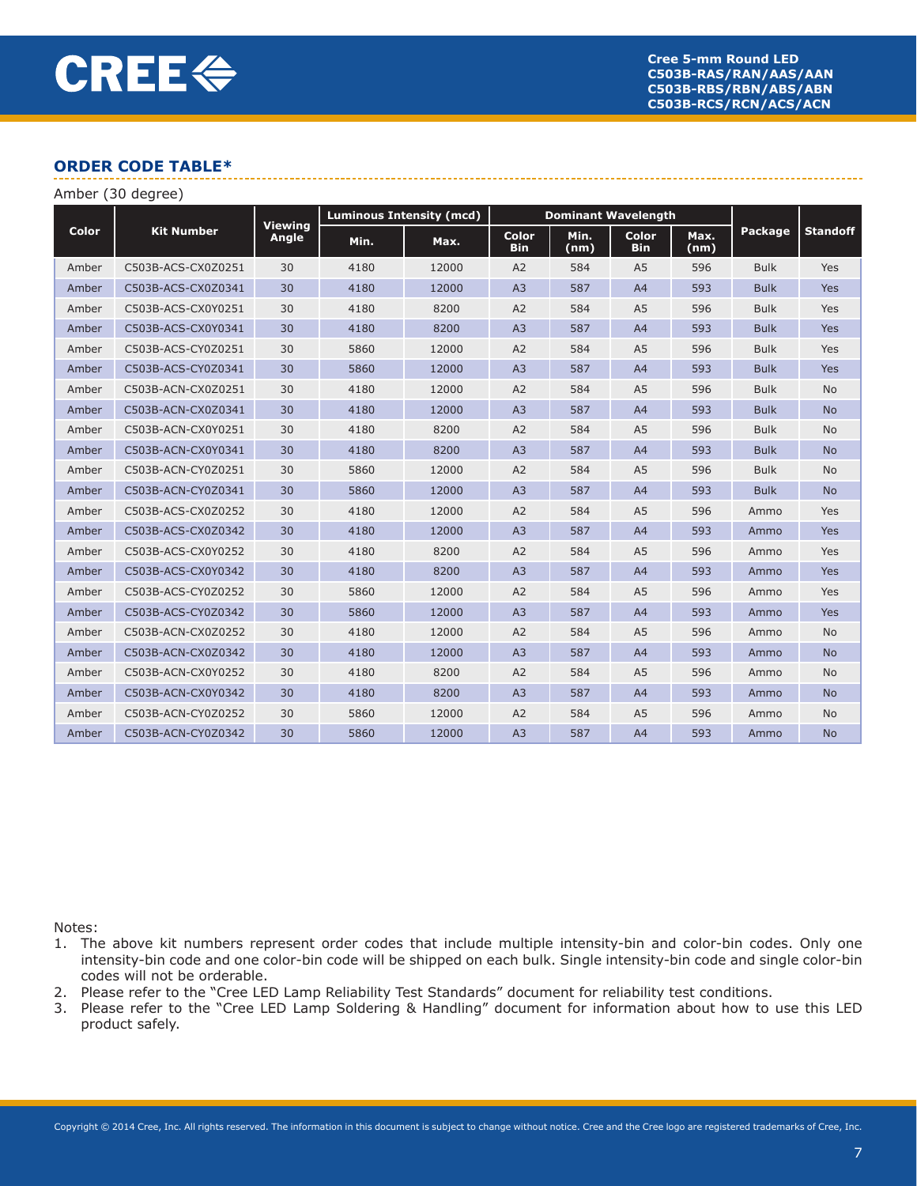## ORDER CODE TABLE*

Amber (30 degree)

| Color | Kit Number | Viewing Angle | Luminous Intensity (mcd) | | Dominant Wavelength | | | | Package | Standoff |
|---|---|---|---|---|---|---|---|---|---|---|
| | | | Min. | Max. | Color Bin | Min. (nm) | Color Bin | Max. (nm) | | |
| Amber | C503B-ACS-CX0Z0251 | 30 | 4180 | 12000 | A2 | 584 | A5 | 596 | Bulk | Yes |
| Amber | C503B-ACS-CX0Z0341 | 30 | 4180 | 12000 | A3 | 587 | A4 | 593 | Bulk | Yes |
| Amber | C503B-ACS-CX0Y0251 | 30 | 4180 | 8200 | A2 | 584 | A5 | 596 | Bulk | Yes |
| Amber | C503B-ACS-CX0Y0341 | 30 | 4180 | 8200 | A3 | 587 | A4 | 593 | Bulk | Yes |
| Amber | C503B-ACS-CY0Z0251 | 30 | 5860 | 12000 | A2 | 584 | A5 | 596 | Bulk | Yes |
| Amber | C503B-ACS-CY0Z0341 | 30 | 5860 | 12000 | A3 | 587 | A4 | 593 | Bulk | Yes |
| Amber | C503B-ACN-CX0Z0251 | 30 | 4180 | 12000 | A2 | 584 | A5 | 596 | Bulk | No |
| Amber | C503B-ACN-CX0Z0341 | 30 | 4180 | 12000 | A3 | 587 | A4 | 593 | Bulk | No |
| Amber | C503B-ACN-CX0Y0251 | 30 | 4180 | 8200 | A2 | 584 | A5 | 596 | Bulk | No |
| Amber | C503B-ACN-CX0Y0341 | 30 | 4180 | 8200 | A3 | 587 | A4 | 593 | Bulk | No |
| Amber | C503B-ACN-CY0Z0251 | 30 | 5860 | 12000 | A2 | 584 | A5 | 596 | Bulk | No |
| Amber | C503B-ACN-CY0Z0341 | 30 | 5860 | 12000 | A3 | 587 | A4 | 593 | Bulk | No |
| Amber | C503B-ACS-CX0Z0252 | 30 | 4180 | 12000 | A2 | 584 | A5 | 596 | Ammo | Yes |
| Amber | C503B-ACS-CX0Z0342 | 30 | 4180 | 12000 | A3 | 587 | A4 | 593 | Ammo | Yes |
| Amber | C503B-ACS-CX0Y0252 | 30 | 4180 | 8200 | A2 | 584 | A5 | 596 | Ammo | Yes |
| Amber | C503B-ACS-CX0Y0342 | 30 | 4180 | 8200 | A3 | 587 | A4 | 593 | Ammo | Yes |
| Amber | C503B-ACS-CY0Z0252 | 30 | 5860 | 12000 | A2 | 584 | A5 | 596 | Ammo | Yes |
| Amber | C503B-ACS-CY0Z0342 | 30 | 5860 | 12000 | A3 | 587 | A4 | 593 | Ammo | Yes |
| Amber | C503B-ACN-CX0Z0252 | 30 | 4180 | 12000 | A2 | 584 | A5 | 596 | Ammo | No |
| Amber | C503B-ACN-CX0Z0342 | 30 | 4180 | 12000 | A3 | 587 | A4 | 593 | Ammo | No |
| Amber | C503B-ACN-CX0Y0252 | 30 | 4180 | 8200 | A2 | 584 | A5 | 596 | Ammo | No |
| Amber | C503B-ACN-CX0Y0342 | 30 | 4180 | 8200 | A3 | 587 | A4 | 593 | Ammo | No |
| Amber | C503B-ACN-CY0Z0252 | 30 | 5860 | 12000 | A2 | 584 | A5 | 596 | Ammo | No |
| Amber | C503B-ACN-CY0Z0342 | 30 | 5860 | 12000 | A3 | 587 | A4 | 593 | Ammo | No |

Notes:

1. The above kit numbers represent order codes that include multiple intensity-bin and color-bin codes. Only one intensity-bin code and one color-bin code will be shipped on each bulk. Single intensity-bin code and single color-bin codes will not be orderable.
2. Please refer to the "Cree LED Lamp Reliability Test Standards" document for reliability test conditions.
3. Please refer to the "Cree LED Lamp Soldering & Handling" document for information about how to use this LED product safely.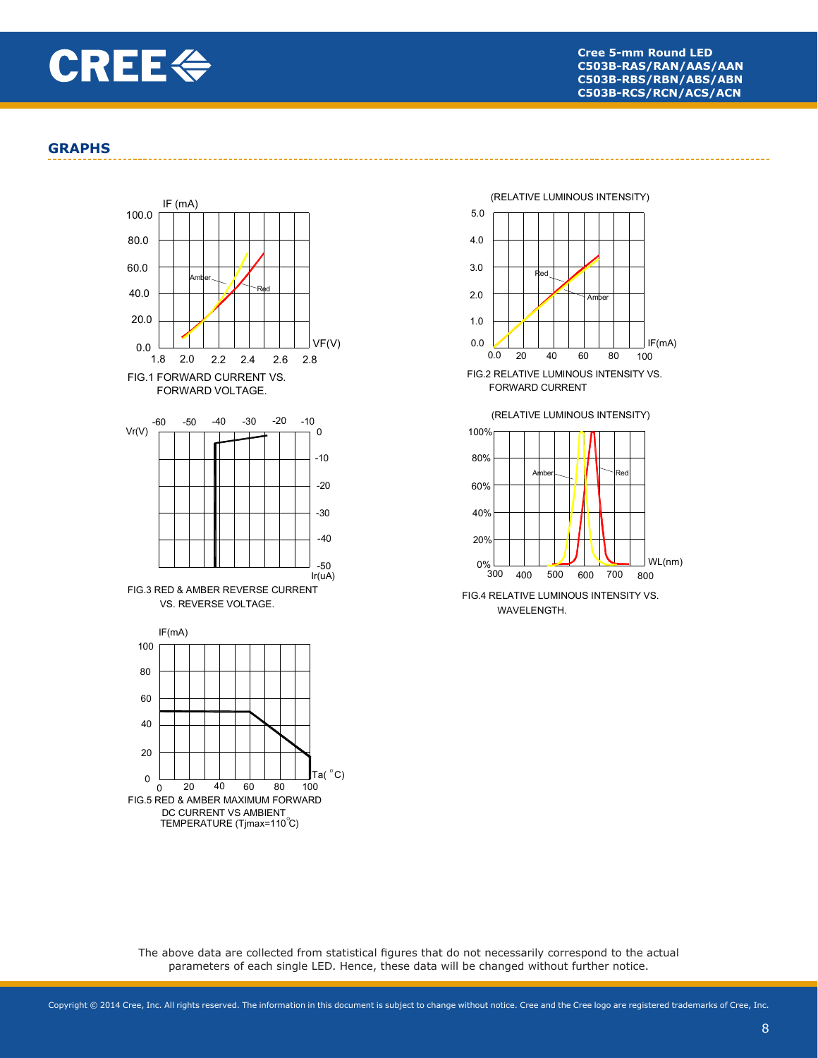## GRAPHS

FIG.1 FORWARD CURRENT VS. FORWARD VOLTAGE.

FIG.2 RELATIVE LUMINOUS INTENSITY VS. FORWARD CURRENT

FIG.3 RED & AMBER REVERSE CURRENT VS. REVERSE VOLTAGE.

FIG.4 RELATIVE LUMINOUS INTENSITY VS. WAVELENGTH.

FIG.5 RED & AMBER MAXIMUM FORWARD DC CURRENT VS AMBIENT TEMPERATURE (Tjmax=110°C)

The above data are collected from statistical figures that do not necessarily correspond to the actual parameters of each single LED. Hence, these data will be changed without further notice.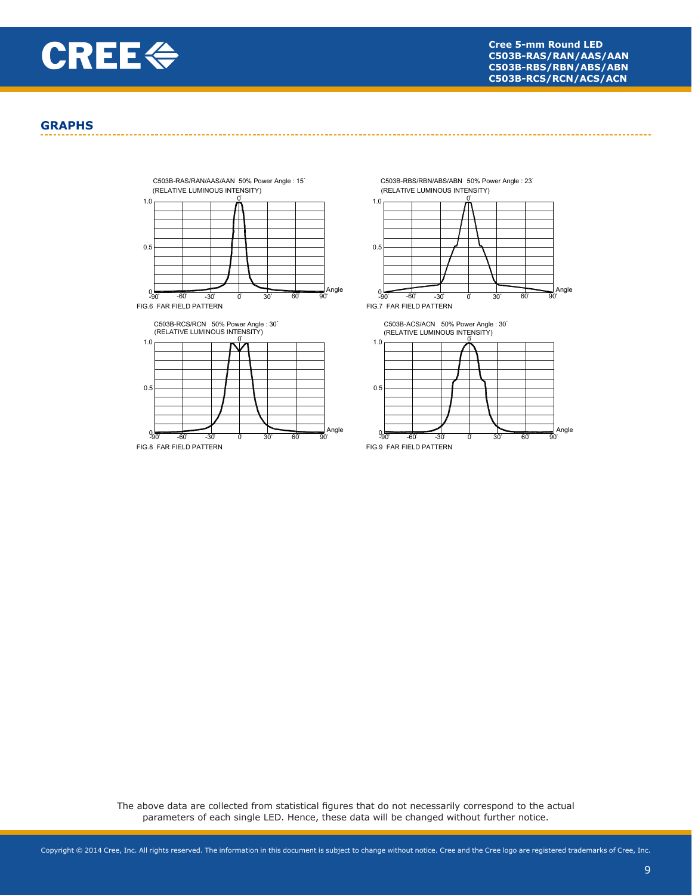## GRAPHS

C503B-RAS/RAN/AAS/AAN 50% Power Angle : 15˚
(RELATIVE LUMINOUS INTENSITY)

FIG.6 FAR FIELD PATTERN

C503B-RBS/RBN/ABS/ABN 50% Power Angle : 23˚
(RELATIVE LUMINOUS INTENSITY)

FIG.7 FAR FIELD PATTERN

C503B-RCS/RCN 50% Power Angle : 30˚
(RELATIVE LUMINOUS INTENSITY)

FIG.8 FAR FIELD PATTERN

C503B-ACS/ACN 50% Power Angle : 30˚
(RELATIVE LUMINOUS INTENSITY)

FIG.9 FAR FIELD PATTERN

The above data are collected from statistical figures that do not necessarily correspond to the actual parameters of each single LED. Hence, these data will be changed without further notice.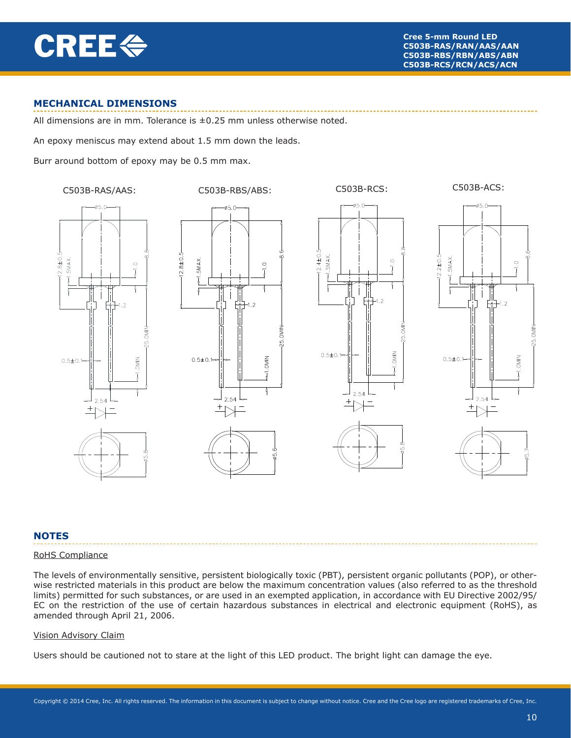## MECHANICAL DIMENSIONS

All dimensions are in mm. Tolerance is ±0.25 mm unless otherwise noted.

An epoxy meniscus may extend about 1.5 mm down the leads.

Burr around bottom of epoxy may be 0.5 mm max.

C503B-RAS/AAS:

C503B-RBS/ABS:

C503B-RCS:

C503B-ACS:

## NOTES

RoHS Compliance

The levels of environmentally sensitive, persistent biologically toxic (PBT), persistent organic pollutants (POP), or otherwise restricted materials in this product are below the maximum concentration values (also referred to as the threshold limits) permitted for such substances, or are used in an exempted application, in accordance with EU Directive 2002/95/EC on the restriction of the use of certain hazardous substances in electrical and electronic equipment (RoHS), as amended through April 21, 2006.

Vision Advisory Claim

Users should be cautioned not to stare at the light of this LED product. The bright light can damage the eye.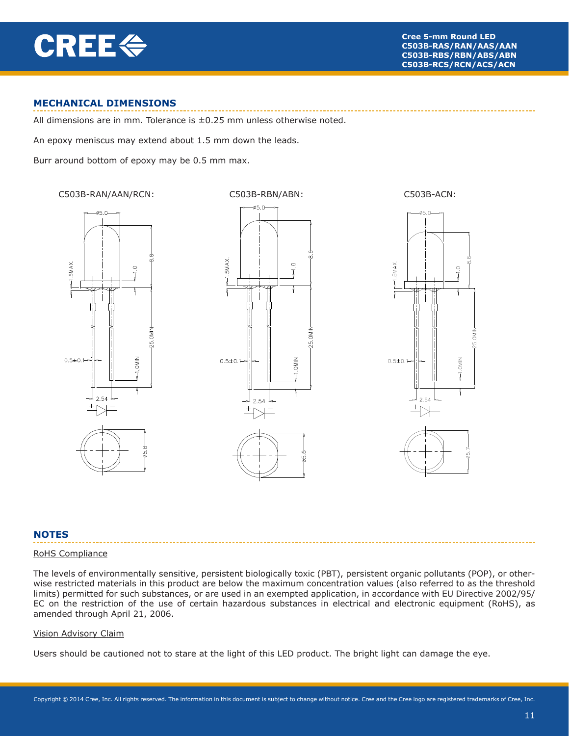## MECHANICAL DIMENSIONS

All dimensions are in mm. Tolerance is ±0.25 mm unless otherwise noted.

An epoxy meniscus may extend about 1.5 mm down the leads.

Burr around bottom of epoxy may be 0.5 mm max.

C503B-RAN/AAN/RCN:

C503B-RBN/ABN:

C503B-ACN:

## NOTES

RoHS Compliance

The levels of environmentally sensitive, persistent biologically toxic (PBT), persistent organic pollutants (POP), or otherwise restricted materials in this product are below the maximum concentration values (also referred to as the threshold limits) permitted for such substances, or are used in an exempted application, in accordance with EU Directive 2002/95/EC on the restriction of the use of certain hazardous substances in electrical and electronic equipment (RoHS), as amended through April 21, 2006.

Vision Advisory Claim

Users should be cautioned not to stare at the light of this LED product. The bright light can damage the eye.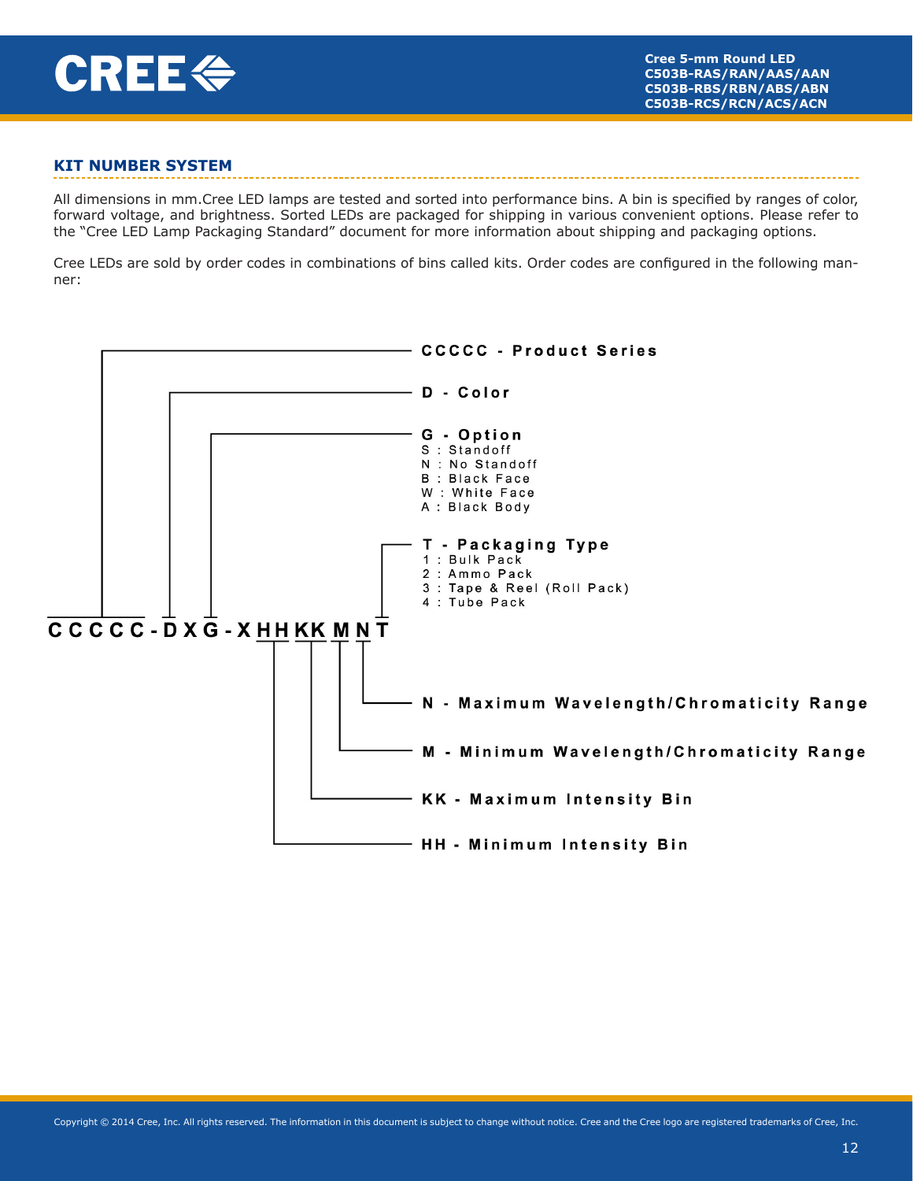## KIT NUMBER SYSTEM

All dimensions in mm.Cree LED lamps are tested and sorted into performance bins. A bin is specified by ranges of color, forward voltage, and brightness. Sorted LEDs are packaged for shipping in various convenient options. Please refer to the "Cree LED Lamp Packaging Standard" document for more information about shipping and packaging options.

Cree LEDs are sold by order codes in combinations of bins called kits. Order codes are configured in the following manner:

**C C C C C - D X G - X H H K K M N T**

- **CCCCC - Product Series**
- **D - Color**
- **G - Option**
  - S : Standoff
  - N : No Standoff
  - B : Black Face
  - W : White Face
  - A : Black Body
- **T - Packaging Type**
  - 1 : Bulk Pack
  - 2 : Ammo Pack
  - 3 : Tape & Reel (Roll Pack)
  - 4 : Tube Pack
- **N - Maximum Wavelength/Chromaticity Range**
- **M - Minimum Wavelength/Chromaticity Range**
- **KK - Maximum Intensity Bin**
- **HH - Minimum Intensity Bin**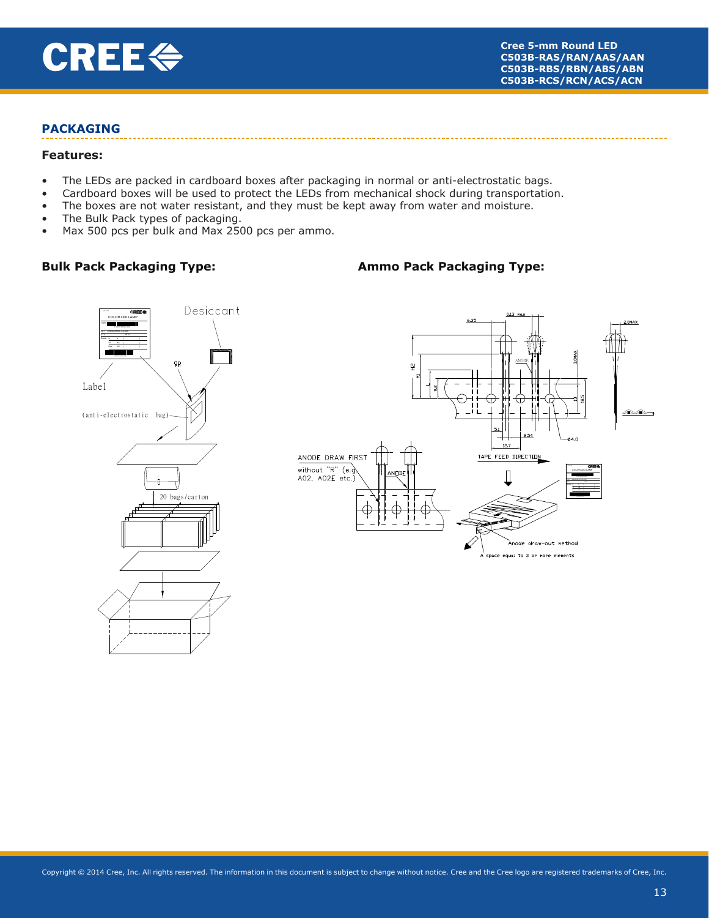## PACKAGING

### Features:

- The LEDs are packed in cardboard boxes after packaging in normal or anti-electrostatic bags.
- Cardboard boxes will be used to protect the LEDs from mechanical shock during transportation.
- The boxes are not water resistant, and they must be kept away from water and moisture.
- The Bulk Pack types of packaging.
- Max 500 pcs per bulk and Max 2500 pcs per ammo.

### Bulk Pack Packaging Type:

Desiccant

Label

(anti-electrostatic bag)

20 bags/carton

### Ammo Pack Packaging Type:

6.35

0.13 max

2.0MAX

H2

H1

9.2

ANODE

3.0MAX

13

18.5

5.1

2.54

12.7

φ4.0

ANODE DRAW FIRST

without "R" (e.g. A02, A02E etc.)

ANODE

TAPE FEED DIRECTION

Anode draw-out method

A space equal to 3 or more elements